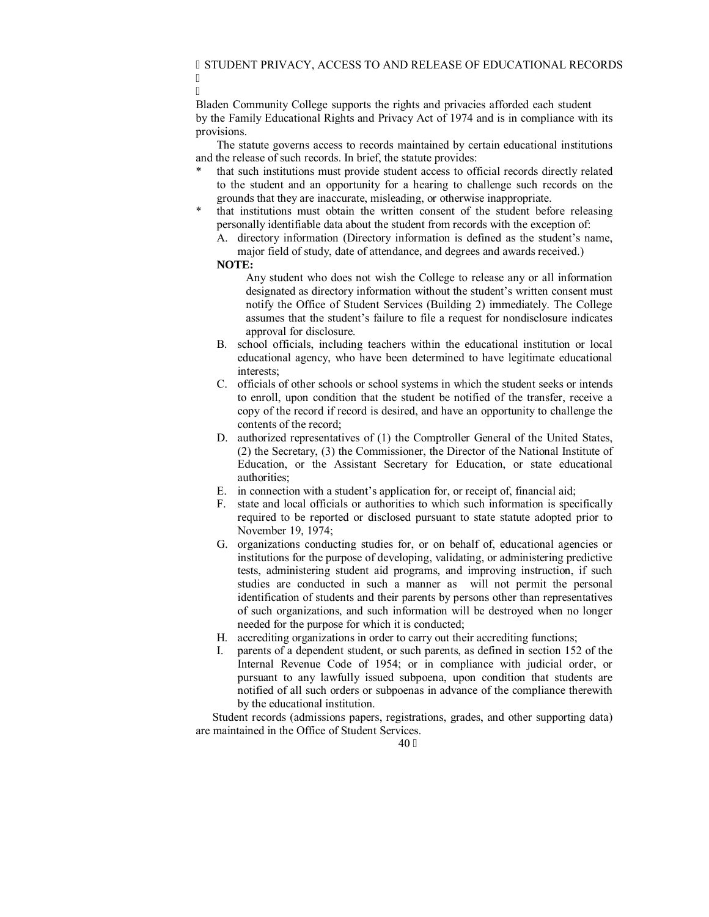## STUDENT PRIVACY, ACCESS TO AND RELEASE OF EDUCATIONAL RECORDS

Bladen Community College supports the rights and privacies afforded each student by the Family Educational Rights and Privacy Act of 1974 and is in compliance with its provisions.

The statute governs access to records maintained by certain educational institutions and the release of such records. In brief, the statute provides:

* that such institutions must provide student access to official records directly related to the student and an opportunity for a hearing to challenge such records on the grounds that they are inaccurate, misleading, or otherwise inappropriate.
* that institutions must obtain the written consent of the student before releasing personally identifiable data about the student from records with the exception of:

  A. directory information (Directory information is defined as the student's name, major field of study, date of attendance, and degrees and awards received.)

  **NOTE:**

  Any student who does not wish the College to release any or all information designated as directory information without the student's written consent must notify the Office of Student Services (Building 2) immediately. The College assumes that the student's failure to file a request for nondisclosure indicates approval for disclosure.

  B. school officials, including teachers within the educational institution or local educational agency, who have been determined to have legitimate educational interests;

  C. officials of other schools or school systems in which the student seeks or intends to enroll, upon condition that the student be notified of the transfer, receive a copy of the record if record is desired, and have an opportunity to challenge the contents of the record;

  D. authorized representatives of (1) the Comptroller General of the United States, (2) the Secretary, (3) the Commissioner, the Director of the National Institute of Education, or the Assistant Secretary for Education, or state educational authorities;

  E. in connection with a student's application for, or receipt of, financial aid;

  F. state and local officials or authorities to which such information is specifically required to be reported or disclosed pursuant to state statute adopted prior to November 19, 1974;

  G. organizations conducting studies for, or on behalf of, educational agencies or institutions for the purpose of developing, validating, or administering predictive tests, administering student aid programs, and improving instruction, if such studies are conducted in such a manner as will not permit the personal identification of students and their parents by persons other than representatives of such organizations, and such information will be destroyed when no longer needed for the purpose for which it is conducted;

  H. accrediting organizations in order to carry out their accrediting functions;

  I. parents of a dependent student, or such parents, as defined in section 152 of the Internal Revenue Code of 1954; or in compliance with judicial order, or pursuant to any lawfully issued subpoena, upon condition that students are notified of all such orders or subpoenas in advance of the compliance therewith by the educational institution.

Student records (admissions papers, registrations, grades, and other supporting data) are maintained in the Office of Student Services.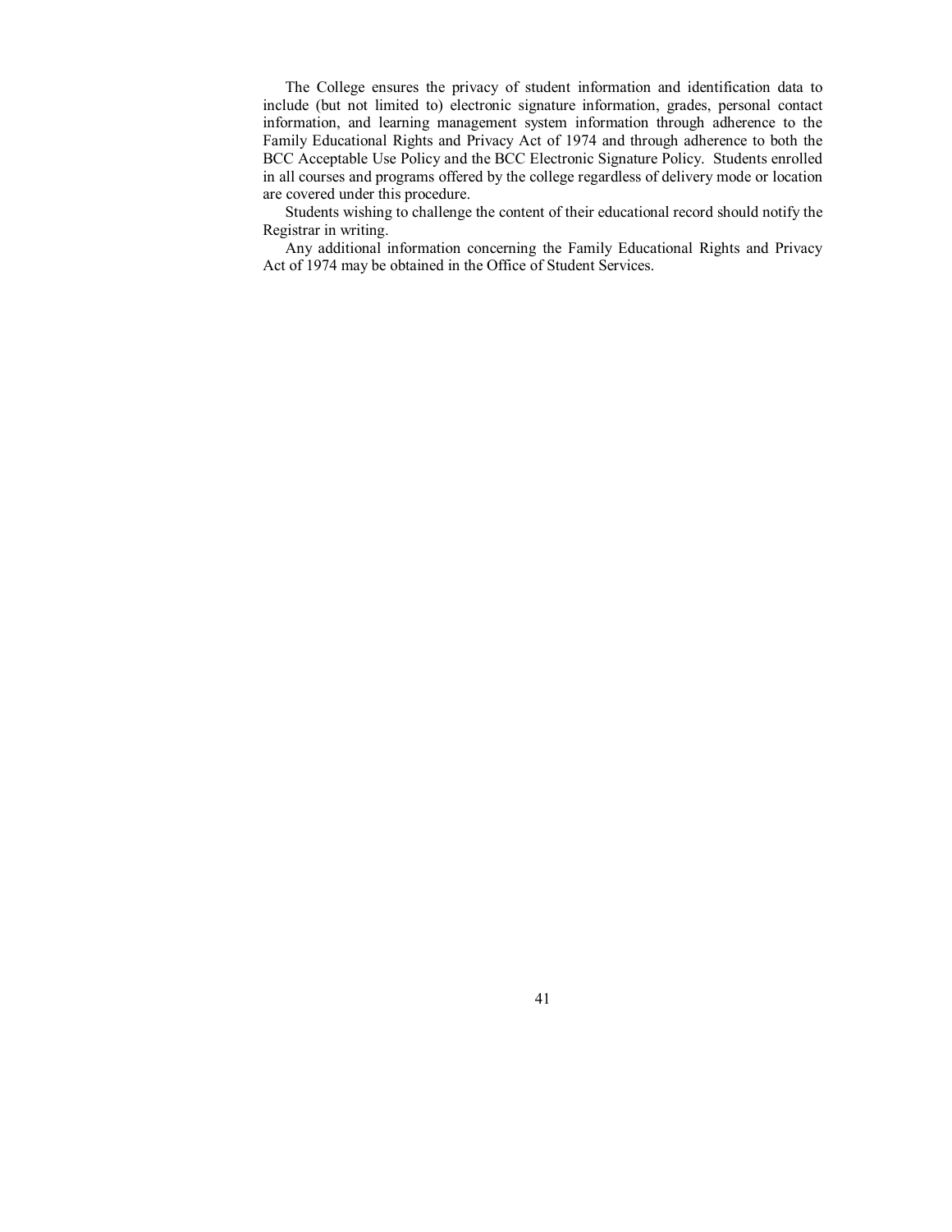The College ensures the privacy of student information and identification data to include (but not limited to) electronic signature information, grades, personal contact information, and learning management system information through adherence to the Family Educational Rights and Privacy Act of 1974 and through adherence to both the BCC Acceptable Use Policy and the BCC Electronic Signature Policy. Students enrolled in all courses and programs offered by the college regardless of delivery mode or location are covered under this procedure.

Students wishing to challenge the content of their educational record should notify the Registrar in writing.

Any additional information concerning the Family Educational Rights and Privacy Act of 1974 may be obtained in the Office of Student Services.